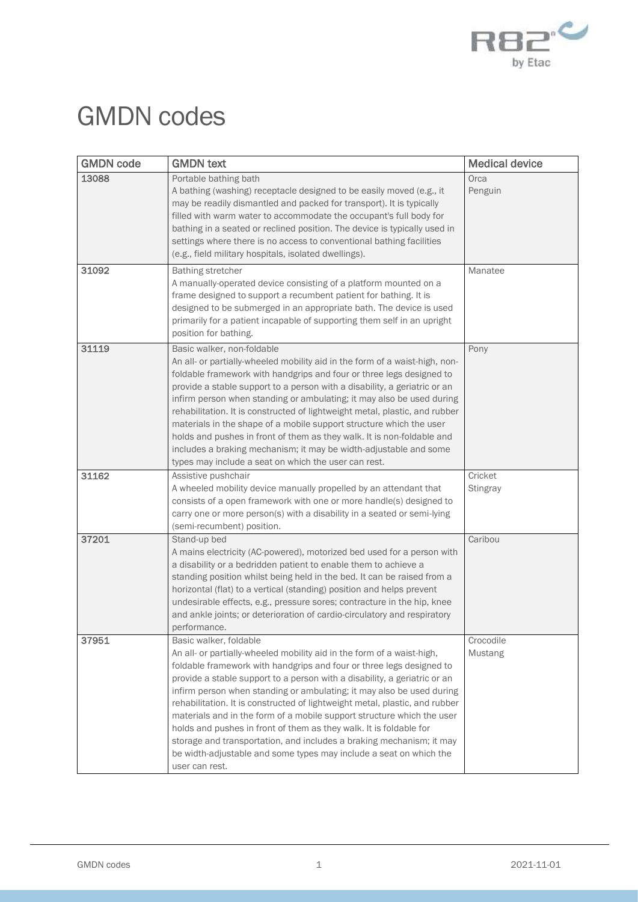# GMDN codes

| GMDN code | GMDN text | Medical device |
|---|---|---|
| 13088 | Portable bathing bath<br>A bathing (washing) receptacle designed to be easily moved (e.g., it may be readily dismantled and packed for transport). It is typically filled with warm water to accommodate the occupant's full body for bathing in a seated or reclined position. The device is typically used in settings where there is no access to conventional bathing facilities (e.g., field military hospitals, isolated dwellings). | Orca<br>Penguin |
| 31092 | Bathing stretcher<br>A manually-operated device consisting of a platform mounted on a frame designed to support a recumbent patient for bathing. It is designed to be submerged in an appropriate bath. The device is used primarily for a patient incapable of supporting them self in an upright position for bathing. | Manatee |
| 31119 | Basic walker, non-foldable<br>An all- or partially-wheeled mobility aid in the form of a waist-high, non-foldable framework with handgrips and four or three legs designed to provide a stable support to a person with a disability, a geriatric or an infirm person when standing or ambulating; it may also be used during rehabilitation. It is constructed of lightweight metal, plastic, and rubber materials in the shape of a mobile support structure which the user holds and pushes in front of them as they walk. It is non-foldable and includes a braking mechanism; it may be width-adjustable and some types may include a seat on which the user can rest. | Pony |
| 31162 | Assistive pushchair<br>A wheeled mobility device manually propelled by an attendant that consists of a open framework with one or more handle(s) designed to carry one or more person(s) with a disability in a seated or semi-lying (semi-recumbent) position. | Cricket<br>Stingray |
| 37201 | Stand-up bed<br>A mains electricity (AC-powered), motorized bed used for a person with a disability or a bedridden patient to enable them to achieve a standing position whilst being held in the bed. It can be raised from a horizontal (flat) to a vertical (standing) position and helps prevent undesirable effects, e.g., pressure sores; contracture in the hip, knee and ankle joints; or deterioration of cardio-circulatory and respiratory performance. | Caribou |
| 37951 | Basic walker, foldable<br>An all- or partially-wheeled mobility aid in the form of a waist-high, foldable framework with handgrips and four or three legs designed to provide a stable support to a person with a disability, a geriatric or an infirm person when standing or ambulating; it may also be used during rehabilitation. It is constructed of lightweight metal, plastic, and rubber materials and in the form of a mobile support structure which the user holds and pushes in front of them as they walk. It is foldable for storage and transportation, and includes a braking mechanism; it may be width-adjustable and some types may include a seat on which the user can rest. | Crocodile<br>Mustang |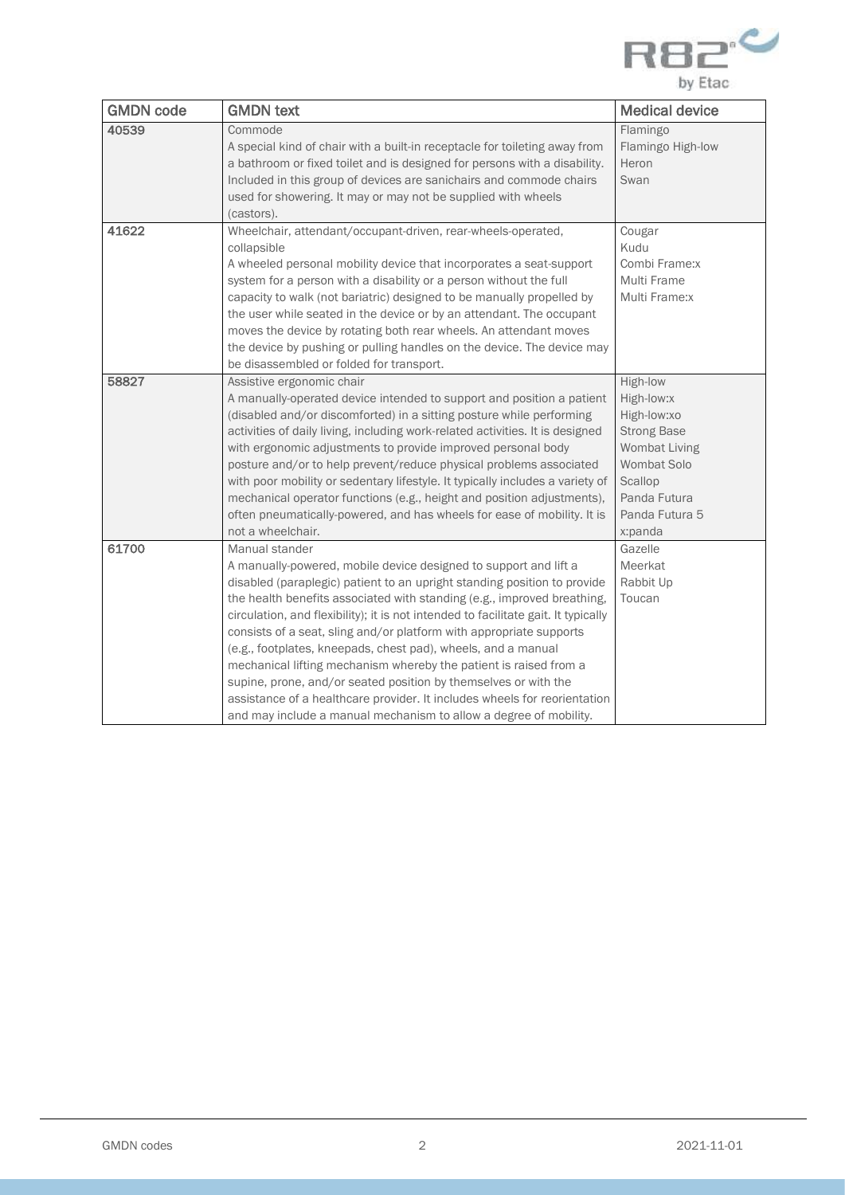| GMDN code | GMDN text | Medical device |
|---|---|---|
| **40539** | Commode<br>A special kind of chair with a built-in receptacle for toileting away from a bathroom or fixed toilet and is designed for persons with a disability. Included in this group of devices are sanichairs and commode chairs used for showering. It may or may not be supplied with wheels (castors). | Flamingo<br>Flamingo High-low<br>Heron<br>Swan |
| **41622** | Wheelchair, attendant/occupant-driven, rear-wheels-operated, collapsible<br>A wheeled personal mobility device that incorporates a seat-support system for a person with a disability or a person without the full capacity to walk (not bariatric) designed to be manually propelled by the user while seated in the device or by an attendant. The occupant moves the device by rotating both rear wheels. An attendant moves the device by pushing or pulling handles on the device. The device may be disassembled or folded for transport. | Cougar<br>Kudu<br>Combi Frame:x<br>Multi Frame<br>Multi Frame:x |
| **58827** | Assistive ergonomic chair<br>A manually-operated device intended to support and position a patient (disabled and/or discomforted) in a sitting posture while performing activities of daily living, including work-related activities. It is designed with ergonomic adjustments to provide improved personal body posture and/or to help prevent/reduce physical problems associated with poor mobility or sedentary lifestyle. It typically includes a variety of mechanical operator functions (e.g., height and position adjustments), often pneumatically-powered, and has wheels for ease of mobility. It is not a wheelchair. | High-low<br>High-low:x<br>High-low:xo<br>Strong Base<br>Wombat Living<br>Wombat Solo<br>Scallop<br>Panda Futura<br>Panda Futura 5<br>x:panda |
| **61700** | Manual stander<br>A manually-powered, mobile device designed to support and lift a disabled (paraplegic) patient to an upright standing position to provide the health benefits associated with standing (e.g., improved breathing, circulation, and flexibility); it is not intended to facilitate gait. It typically consists of a seat, sling and/or platform with appropriate supports (e.g., footplates, kneepads, chest pad), wheels, and a manual mechanical lifting mechanism whereby the patient is raised from a supine, prone, and/or seated position by themselves or with the assistance of a healthcare provider. It includes wheels for reorientation and may include a manual mechanism to allow a degree of mobility. | Gazelle<br>Meerkat<br>Rabbit Up<br>Toucan |